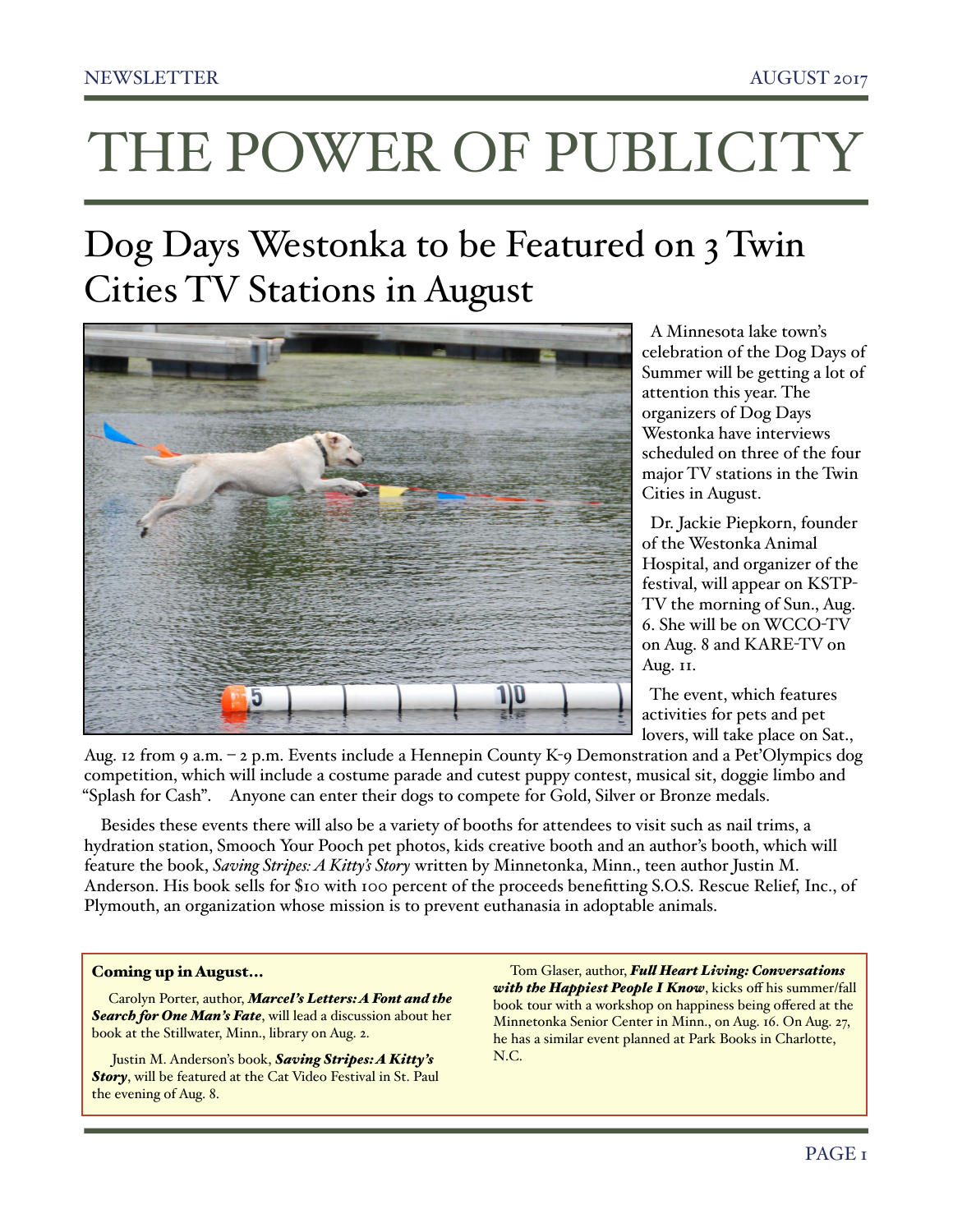# THE POWER OF PUBLICITY

## Dog Days Westonka to be Featured on 3 Twin Cities TV Stations in August

A Minnesota lake town's celebration of the Dog Days of Summer will be getting a lot of attention this year. The organizers of Dog Days Westonka have interviews scheduled on three of the four major TV stations in the Twin Cities in August.

Dr. Jackie Piepkorn, founder of the Westonka Animal Hospital, and organizer of the festival, will appear on KSTP-TV the morning of Sun., Aug. 6. She will be on WCCO-TV on Aug. 8 and KARE-TV on Aug. 11.

The event, which features activities for pets and pet lovers, will take place on Sat., Aug. 12 from 9 a.m. – 2 p.m. Events include a Hennepin County K-9 Demonstration and a Pet'Olympics dog competition, which will include a costume parade and cutest puppy contest, musical sit, doggie limbo and "Splash for Cash". Anyone can enter their dogs to compete for Gold, Silver or Bronze medals.

Besides these events there will also be a variety of booths for attendees to visit such as nail trims, a hydration station, Smooch Your Pooch pet photos, kids creative booth and an author's booth, which will feature the book, *Saving Stripes: A Kitty's Story* written by Minnetonka, Minn., teen author Justin M. Anderson. His book sells for $10 with 100 percent of the proceeds benefitting S.O.S. Rescue Relief, Inc., of Plymouth, an organization whose mission is to prevent euthanasia in adoptable animals.

**Coming up in August…**

Carolyn Porter, author, ***Marcel's Letters: A Font and the Search for One Man's Fate***, will lead a discussion about her book at the Stillwater, Minn., library on Aug. 2.

Justin M. Anderson's book, ***Saving Stripes: A Kitty's Story***, will be featured at the Cat Video Festival in St. Paul the evening of Aug. 8.

Tom Glaser, author, ***Full Heart Living: Conversations with the Happiest People I Know***, kicks off his summer/fall book tour with a workshop on happiness being offered at the Minnetonka Senior Center in Minn., on Aug. 16. On Aug. 27, he has a similar event planned at Park Books in Charlotte, N.C.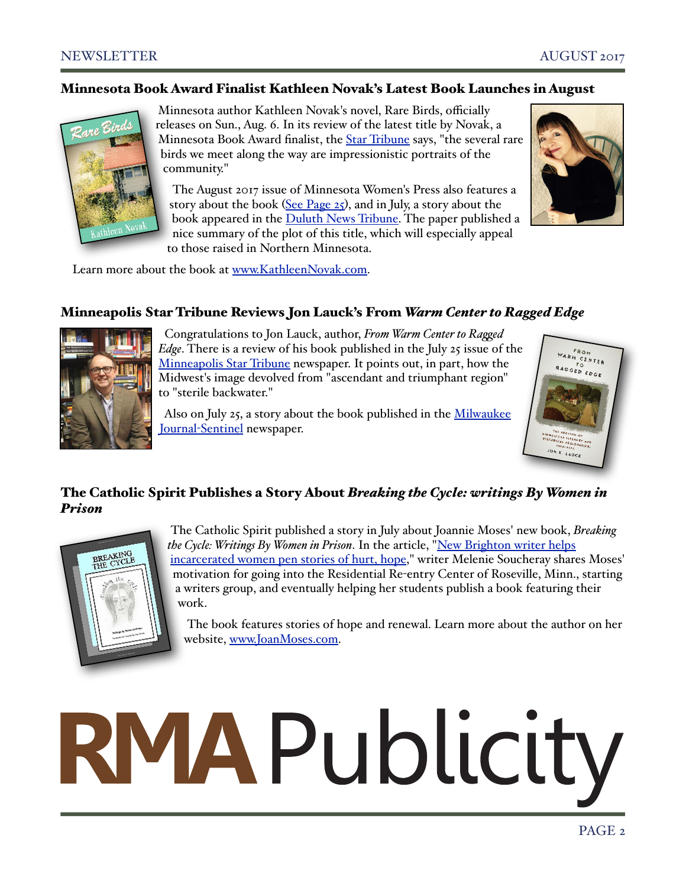## Minnesota Book Award Finalist Kathleen Novak's Latest Book Launches in August

Minnesota author Kathleen Novak's novel, Rare Birds, officially releases on Sun., Aug. 6. In its review of the latest title by Novak, a Minnesota Book Award finalist, the Star Tribune says, "the several rare birds we meet along the way are impressionistic portraits of the community."

The August 2017 issue of Minnesota Women's Press also features a story about the book (See Page 25), and in July, a story about the book appeared in the Duluth News Tribune. The paper published a nice summary of the plot of this title, which will especially appeal to those raised in Northern Minnesota.

Learn more about the book at www.KathleenNovak.com.

## Minneapolis Star Tribune Reviews Jon Lauck's From *Warm Center to Ragged Edge*

Congratulations to Jon Lauck, author, *From Warm Center to Ragged Edge*. There is a review of his book published in the July 25 issue of the Minneapolis Star Tribune newspaper. It points out, in part, how the Midwest's image devolved from "ascendant and triumphant region" to "sterile backwater."

Also on July 25, a story about the book published in the Milwaukee Journal-Sentinel newspaper.

## The Catholic Spirit Publishes a Story About *Breaking the Cycle: writings By Women in Prison*

The Catholic Spirit published a story in July about Joannie Moses' new book, *Breaking the Cycle: Writings By Women in Prison*. In the article, "New Brighton writer helps incarcerated women pen stories of hurt, hope," writer Melenie Soucheray shares Moses' motivation for going into the Residential Re-entry Center of Roseville, Minn., starting a writers group, and eventually helping her students publish a book featuring their work.

The book features stories of hope and renewal. Learn more about the author on her website, www.JoanMoses.com.

RMA Publicity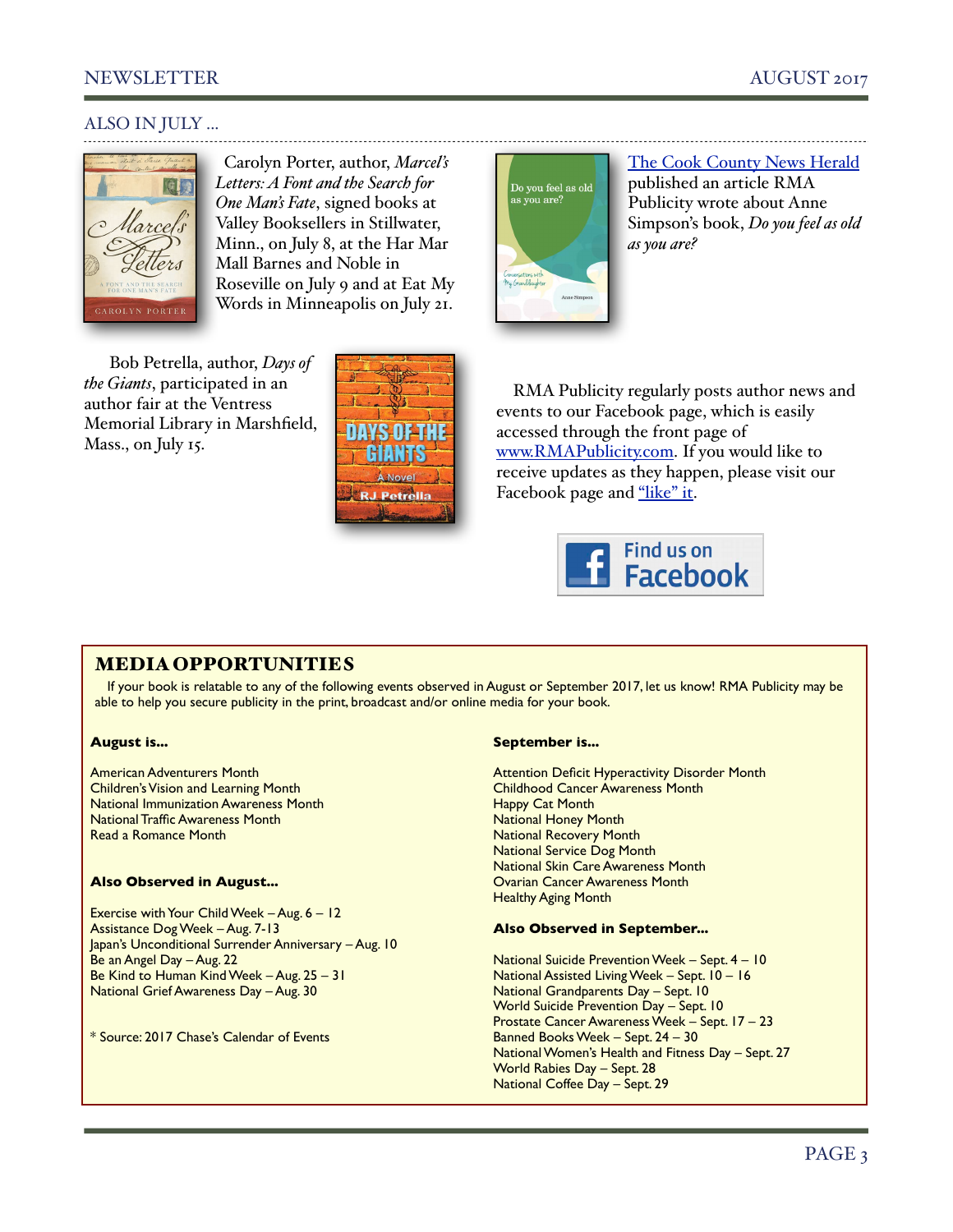## ALSO IN JULY ...

Carolyn Porter, author, *Marcel's Letters: A Font and the Search for One Man's Fate*, signed books at Valley Booksellers in Stillwater, Minn., on July 8, at the Har Mar Mall Barnes and Noble in Roseville on July 9 and at Eat My Words in Minneapolis on July 21.

[The Cook County News Herald](#) published an article RMA Publicity wrote about Anne Simpson's book, *Do you feel as old as you are?*

Bob Petrella, author, *Days of the Giants*, participated in an author fair at the Ventress Memorial Library in Marshfield, Mass., on July 15.

RMA Publicity regularly posts author news and events to our Facebook page, which is easily accessed through the front page of [www.RMAPublicity.com](#). If you would like to receive updates as they happen, please visit our Facebook page and ["like" it](#).

Find us on Facebook

## MEDIA OPPORTUNITIES

If your book is relatable to any of the following events observed in August or September 2017, let us know! RMA Publicity may be able to help you secure publicity in the print, broadcast and/or online media for your book.

**August is...**

American Adventurers Month
Children's Vision and Learning Month
National Immunization Awareness Month
National Traffic Awareness Month
Read a Romance Month

**Also Observed in August...**

Exercise with Your Child Week – Aug. 6 – 12
Assistance Dog Week – Aug. 7-13
Japan's Unconditional Surrender Anniversary – Aug. 10
Be an Angel Day – Aug. 22
Be Kind to Human Kind Week – Aug. 25 – 31
National Grief Awareness Day – Aug. 30

\* Source: 2017 Chase's Calendar of Events

**September is...**

Attention Deficit Hyperactivity Disorder Month
Childhood Cancer Awareness Month
Happy Cat Month
National Honey Month
National Recovery Month
National Service Dog Month
National Skin Care Awareness Month
Ovarian Cancer Awareness Month
Healthy Aging Month

**Also Observed in September...**

National Suicide Prevention Week – Sept. 4 – 10
National Assisted Living Week – Sept. 10 – 16
National Grandparents Day – Sept. 10
World Suicide Prevention Day – Sept. 10
Prostate Cancer Awareness Week – Sept. 17 – 23
Banned Books Week – Sept. 24 – 30
National Women's Health and Fitness Day – Sept. 27
World Rabies Day – Sept. 28
National Coffee Day – Sept. 29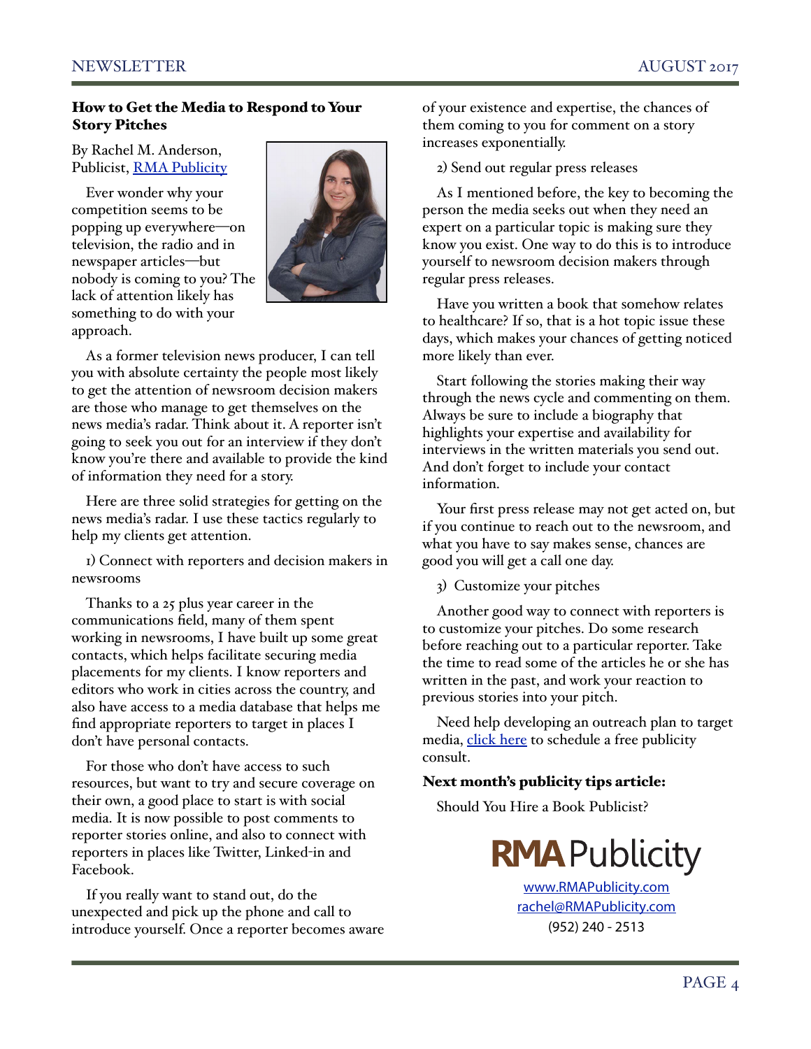## How to Get the Media to Respond to Your Story Pitches

By Rachel M. Anderson, Publicist, RMA Publicity

Ever wonder why your competition seems to be popping up everywhere—on television, the radio and in newspaper articles—but nobody is coming to you? The lack of attention likely has something to do with your approach.

As a former television news producer, I can tell you with absolute certainty the people most likely to get the attention of newsroom decision makers are those who manage to get themselves on the news media's radar. Think about it. A reporter isn't going to seek you out for an interview if they don't know you're there and available to provide the kind of information they need for a story.

Here are three solid strategies for getting on the news media's radar. I use these tactics regularly to help my clients get attention.

1) Connect with reporters and decision makers in newsrooms

Thanks to a 25 plus year career in the communications field, many of them spent working in newsrooms, I have built up some great contacts, which helps facilitate securing media placements for my clients. I know reporters and editors who work in cities across the country, and also have access to a media database that helps me find appropriate reporters to target in places I don't have personal contacts.

For those who don't have access to such resources, but want to try and secure coverage on their own, a good place to start is with social media. It is now possible to post comments to reporter stories online, and also to connect with reporters in places like Twitter, Linked-in and Facebook.

If you really want to stand out, do the unexpected and pick up the phone and call to introduce yourself. Once a reporter becomes aware of your existence and expertise, the chances of them coming to you for comment on a story increases exponentially.

2) Send out regular press releases

As I mentioned before, the key to becoming the person the media seeks out when they need an expert on a particular topic is making sure they know you exist. One way to do this is to introduce yourself to newsroom decision makers through regular press releases.

Have you written a book that somehow relates to healthcare? If so, that is a hot topic issue these days, which makes your chances of getting noticed more likely than ever.

Start following the stories making their way through the news cycle and commenting on them. Always be sure to include a biography that highlights your expertise and availability for interviews in the written materials you send out. And don't forget to include your contact information.

Your first press release may not get acted on, but if you continue to reach out to the newsroom, and what you have to say makes sense, chances are good you will get a call one day.

3) Customize your pitches

Another good way to connect with reporters is to customize your pitches. Do some research before reaching out to a particular reporter. Take the time to read some of the articles he or she has written in the past, and work your reaction to previous stories into your pitch.

Need help developing an outreach plan to target media, click here to schedule a free publicity consult.

### Next month's publicity tips article:

Should You Hire a Book Publicist?

**RMA Publicity**

www.RMAPublicity.com
rachel@RMAPublicity.com
(952) 240 - 2513